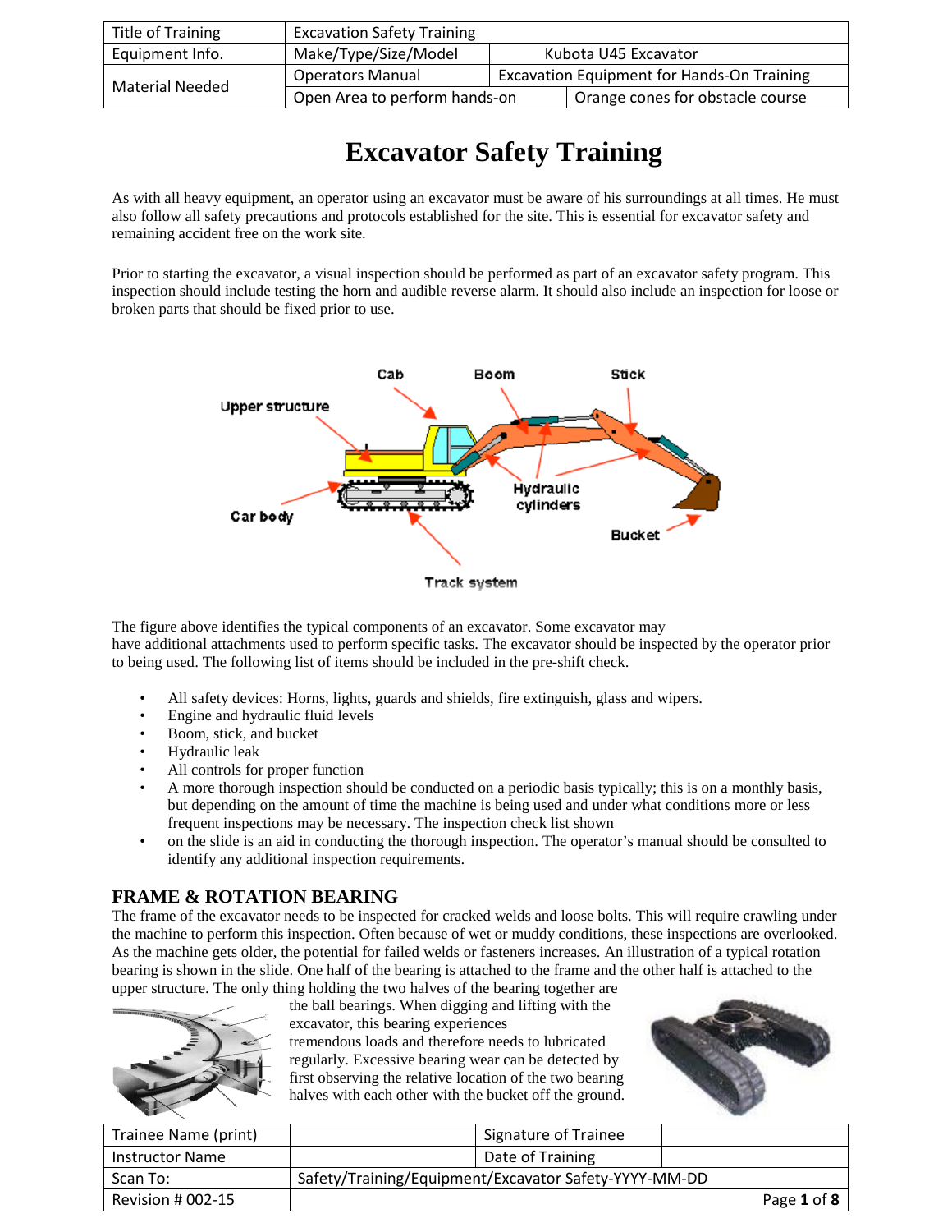| Title of Training | Excavation Safety Training | | |
|---|---|---|---|
| Equipment Info. | Make/Type/Size/Model | Kubota U45 Excavator | |
| Material Needed | Operators Manual | Excavation Equipment for Hands-On Training | |
| | Open Area to perform hands-on | | Orange cones for obstacle course |

# Excavator Safety Training

As with all heavy equipment, an operator using an excavator must be aware of his surroundings at all times. He must also follow all safety precautions and protocols established for the site. This is essential for excavator safety and remaining accident free on the work site.

Prior to starting the excavator, a visual inspection should be performed as part of an excavator safety program. This inspection should include testing the horn and audible reverse alarm. It should also include an inspection for loose or broken parts that should be fixed prior to use.

The figure above identifies the typical components of an excavator. Some excavator may have additional attachments used to perform specific tasks. The excavator should be inspected by the operator prior to being used. The following list of items should be included in the pre-shift check.

- All safety devices: Horns, lights, guards and shields, fire extinguish, glass and wipers.
- Engine and hydraulic fluid levels
- Boom, stick, and bucket
- Hydraulic leak
- All controls for proper function
- A more thorough inspection should be conducted on a periodic basis typically; this is on a monthly basis, but depending on the amount of time the machine is being used and under what conditions more or less frequent inspections may be necessary. The inspection check list shown
- on the slide is an aid in conducting the thorough inspection. The operator's manual should be consulted to identify any additional inspection requirements.

## FRAME & ROTATION BEARING

The frame of the excavator needs to be inspected for cracked welds and loose bolts. This will require crawling under the machine to perform this inspection. Often because of wet or muddy conditions, these inspections are overlooked. As the machine gets older, the potential for failed welds or fasteners increases. An illustration of a typical rotation bearing is shown in the slide. One half of the bearing is attached to the frame and the other half is attached to the upper structure. The only thing holding the two halves of the bearing together are the ball bearings. When digging and lifting with the excavator, this bearing experiences tremendous loads and therefore needs to lubricated regularly. Excessive bearing wear can be detected by first observing the relative location of the two bearing halves with each other with the bucket off the ground.

| Trainee Name (print) | | Signature of Trainee | |
|---|---|---|---|
| Instructor Name | | Date of Training | |
| Scan To: | Safety/Training/Equipment/Excavator Safety-YYYY-MM-DD | | |
| Revision # 002-15 | | | |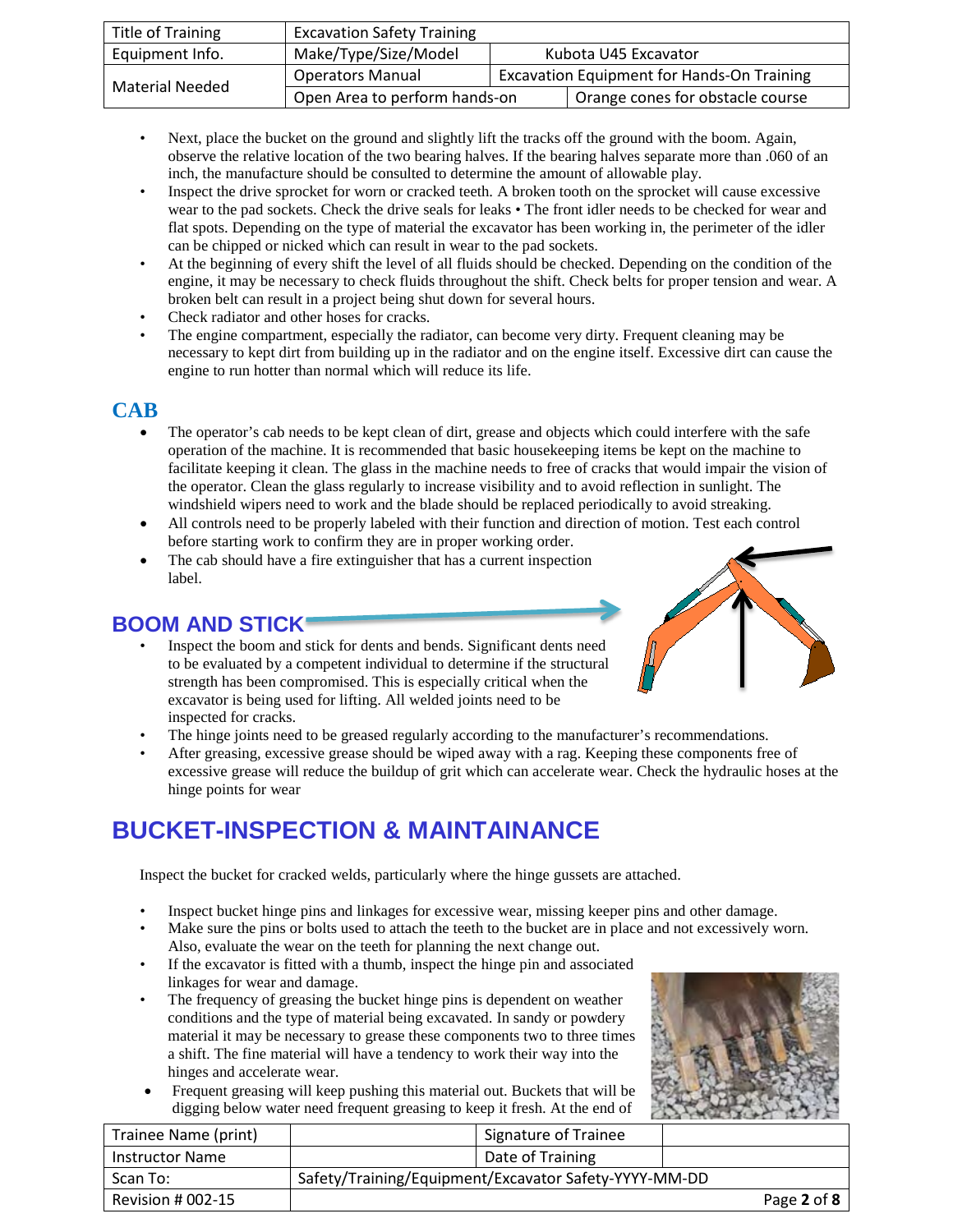| Title of Training | Excavation Safety Training | | |
| --- | --- | --- | --- |
| Equipment Info. | Make/Type/Size/Model | Kubota U45 Excavator | |
| Material Needed | Operators Manual | Excavation Equipment for Hands-On Training | |
| | Open Area to perform hands-on | | Orange cones for obstacle course |

- Next, place the bucket on the ground and slightly lift the tracks off the ground with the boom. Again, observe the relative location of the two bearing halves. If the bearing halves separate more than .060 of an inch, the manufacture should be consulted to determine the amount of allowable play.
- Inspect the drive sprocket for worn or cracked teeth. A broken tooth on the sprocket will cause excessive wear to the pad sockets. Check the drive seals for leaks • The front idler needs to be checked for wear and flat spots. Depending on the type of material the excavator has been working in, the perimeter of the idler can be chipped or nicked which can result in wear to the pad sockets.
- At the beginning of every shift the level of all fluids should be checked. Depending on the condition of the engine, it may be necessary to check fluids throughout the shift. Check belts for proper tension and wear. A broken belt can result in a project being shut down for several hours.
- Check radiator and other hoses for cracks.
- The engine compartment, especially the radiator, can become very dirty. Frequent cleaning may be necessary to kept dirt from building up in the radiator and on the engine itself. Excessive dirt can cause the engine to run hotter than normal which will reduce its life.

## CAB

- The operator's cab needs to be kept clean of dirt, grease and objects which could interfere with the safe operation of the machine. It is recommended that basic housekeeping items be kept on the machine to facilitate keeping it clean. The glass in the machine needs to free of cracks that would impair the vision of the operator. Clean the glass regularly to increase visibility and to avoid reflection in sunlight. The windshield wipers need to work and the blade should be replaced periodically to avoid streaking.
- All controls need to be properly labeled with their function and direction of motion. Test each control before starting work to confirm they are in proper working order.
- The cab should have a fire extinguisher that has a current inspection label.

## BOOM AND STICK

- Inspect the boom and stick for dents and bends. Significant dents need to be evaluated by a competent individual to determine if the structural strength has been compromised. This is especially critical when the excavator is being used for lifting. All welded joints need to be inspected for cracks.
- The hinge joints need to be greased regularly according to the manufacturer's recommendations.
- After greasing, excessive grease should be wiped away with a rag. Keeping these components free of excessive grease will reduce the buildup of grit which can accelerate wear. Check the hydraulic hoses at the hinge points for wear

## BUCKET-INSPECTION & MAINTAINANCE

Inspect the bucket for cracked welds, particularly where the hinge gussets are attached.

- Inspect bucket hinge pins and linkages for excessive wear, missing keeper pins and other damage.
- Make sure the pins or bolts used to attach the teeth to the bucket are in place and not excessively worn. Also, evaluate the wear on the teeth for planning the next change out.
- If the excavator is fitted with a thumb, inspect the hinge pin and associated linkages for wear and damage.
- The frequency of greasing the bucket hinge pins is dependent on weather conditions and the type of material being excavated. In sandy or powdery material it may be necessary to grease these components two to three times a shift. The fine material will have a tendency to work their way into the hinges and accelerate wear.
- Frequent greasing will keep pushing this material out. Buckets that will be digging below water need frequent greasing to keep it fresh. At the end of

| Trainee Name (print) | | Signature of Trainee | |
| --- | --- | --- | --- |
| Instructor Name | | Date of Training | |
| Scan To: | Safety/Training/Equipment/Excavator Safety-YYYY-MM-DD | | |
| Revision # 002-15 | | | |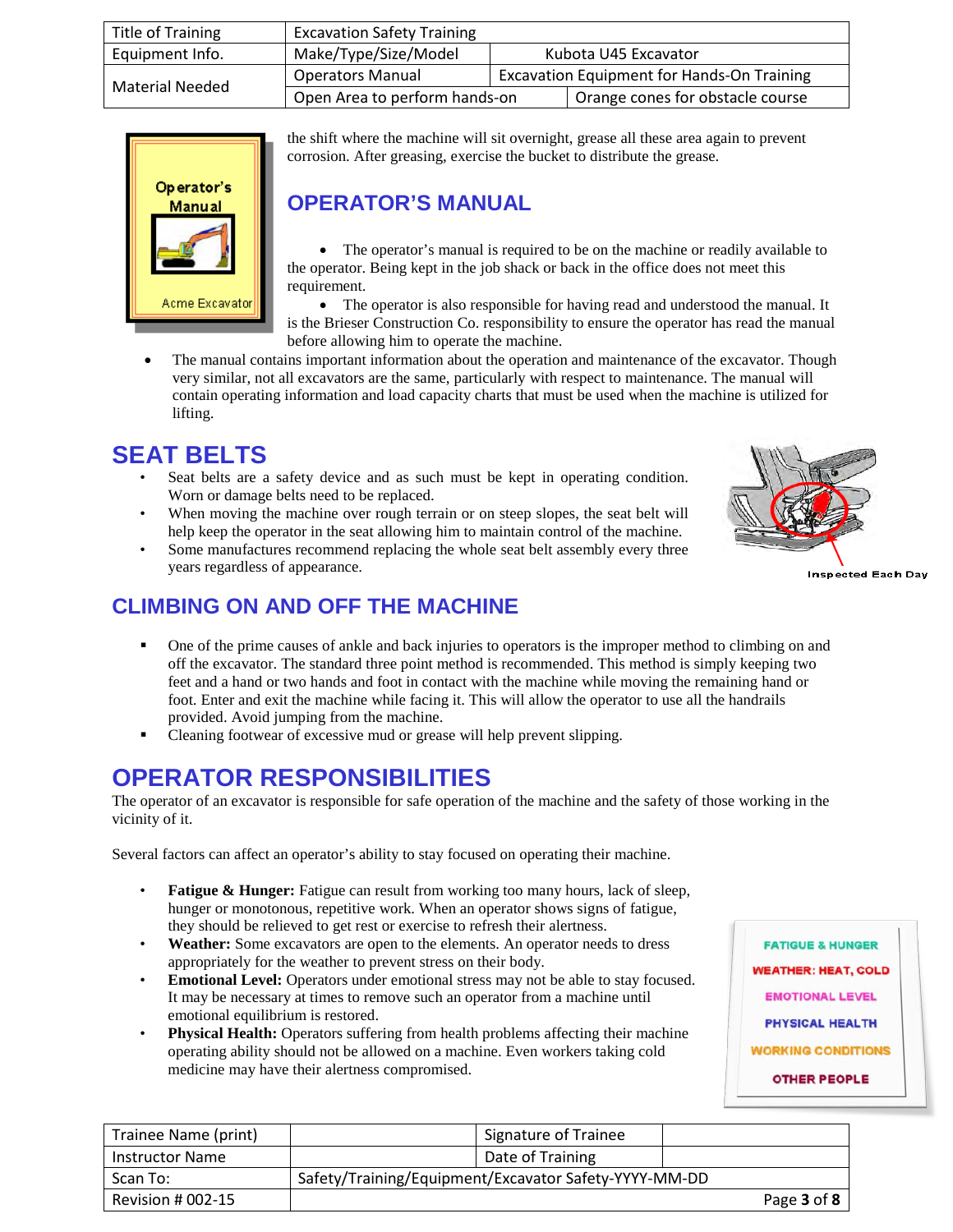| Title of Training | Excavation Safety Training | | |
|---|---|---|---|
| Equipment Info. | Make/Type/Size/Model | Kubota U45 Excavator | |
| Material Needed | Operators Manual | Excavation Equipment for Hands-On Training | |
| | Open Area to perform hands-on | | Orange cones for obstacle course |

the shift where the machine will sit overnight, grease all these area again to prevent corrosion. After greasing, exercise the bucket to distribute the grease.

## OPERATOR'S MANUAL

- The operator's manual is required to be on the machine or readily available to the operator. Being kept in the job shack or back in the office does not meet this requirement.
- The operator is also responsible for having read and understood the manual. It is the Brieser Construction Co. responsibility to ensure the operator has read the manual before allowing him to operate the machine.
- The manual contains important information about the operation and maintenance of the excavator. Though very similar, not all excavators are the same, particularly with respect to maintenance. The manual will contain operating information and load capacity charts that must be used when the machine is utilized for lifting.

## SEAT BELTS

- Seat belts are a safety device and as such must be kept in operating condition. Worn or damage belts need to be replaced.
- When moving the machine over rough terrain or on steep slopes, the seat belt will help keep the operator in the seat allowing him to maintain control of the machine.
- Some manufactures recommend replacing the whole seat belt assembly every three years regardless of appearance.

Inspected Each Day

## CLIMBING ON AND OFF THE MACHINE

- One of the prime causes of ankle and back injuries to operators is the improper method to climbing on and off the excavator. The standard three point method is recommended. This method is simply keeping two feet and a hand or two hands and foot in contact with the machine while moving the remaining hand or foot. Enter and exit the machine while facing it. This will allow the operator to use all the handrails provided. Avoid jumping from the machine.
- Cleaning footwear of excessive mud or grease will help prevent slipping.

## OPERATOR RESPONSIBILITIES

The operator of an excavator is responsible for safe operation of the machine and the safety of those working in the vicinity of it.

Several factors can affect an operator's ability to stay focused on operating their machine.

- **Fatigue & Hunger:** Fatigue can result from working too many hours, lack of sleep, hunger or monotonous, repetitive work. When an operator shows signs of fatigue, they should be relieved to get rest or exercise to refresh their alertness.
- **Weather:** Some excavators are open to the elements. An operator needs to dress appropriately for the weather to prevent stress on their body.
- **Emotional Level:** Operators under emotional stress may not be able to stay focused. It may be necessary at times to remove such an operator from a machine until emotional equilibrium is restored.
- **Physical Health:** Operators suffering from health problems affecting their machine operating ability should not be allowed on a machine. Even workers taking cold medicine may have their alertness compromised.

FATIGUE & HUNGER
WEATHER: HEAT, COLD
EMOTIONAL LEVEL
PHYSICAL HEALTH
WORKING CONDITIONS
OTHER PEOPLE

| Trainee Name (print) | | Signature of Trainee | |
|---|---|---|---|
| Instructor Name | | Date of Training | |
| Scan To: | Safety/Training/Equipment/Excavator Safety-YYYY-MM-DD | | |
| Revision # 002-15 | | | |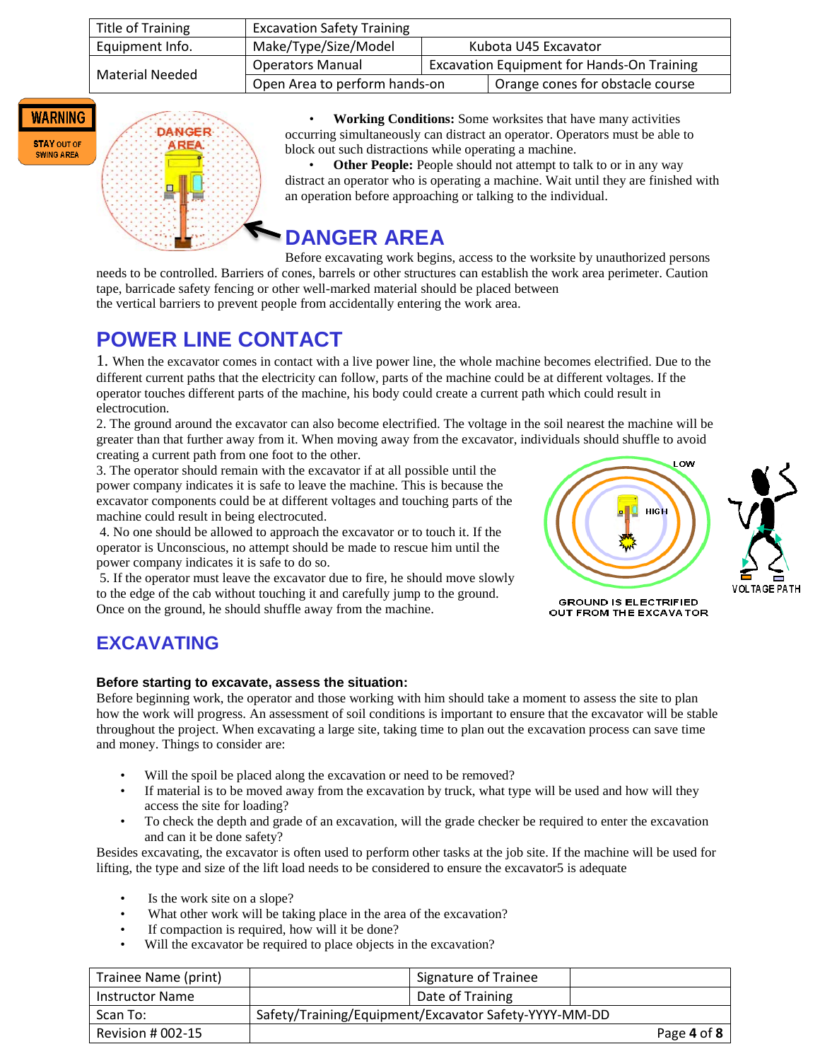| Title of Training | Excavation Safety Training | | |
|---|---|---|---|
| Equipment Info. | Make/Type/Size/Model | Kubota U45 Excavator | |
| Material Needed | Operators Manual | Excavation Equipment for Hands-On Training | |
| | Open Area to perform hands-on | | Orange cones for obstacle course |

- **Working Conditions:** Some worksites that have many activities occurring simultaneously can distract an operator. Operators must be able to block out such distractions while operating a machine.
- **Other People:** People should not attempt to talk to or in any way distract an operator who is operating a machine. Wait until they are finished with an operation before approaching or talking to the individual.

## DANGER AREA

Before excavating work begins, access to the worksite by unauthorized persons needs to be controlled. Barriers of cones, barrels or other structures can establish the work area perimeter. Caution tape, barricade safety fencing or other well-marked material should be placed between the vertical barriers to prevent people from accidentally entering the work area.

## POWER LINE CONTACT

1. When the excavator comes in contact with a live power line, the whole machine becomes electrified. Due to the different current paths that the electricity can follow, parts of the machine could be at different voltages. If the operator touches different parts of the machine, his body could create a current path which could result in electrocution.
2. The ground around the excavator can also become electrified. The voltage in the soil nearest the machine will be greater than that further away from it. When moving away from the excavator, individuals should shuffle to avoid creating a current path from one foot to the other.
3. The operator should remain with the excavator if at all possible until the power company indicates it is safe to leave the machine. This is because the excavator components could be at different voltages and touching parts of the machine could result in being electrocuted.
4. No one should be allowed to approach the excavator or to touch it. If the operator is Unconscious, no attempt should be made to rescue him until the power company indicates it is safe to do so.
5. If the operator must leave the excavator due to fire, he should move slowly to the edge of the cab without touching it and carefully jump to the ground. Once on the ground, he should shuffle away from the machine.

GROUND IS ELECTRIFIED OUT FROM THE EXCAVATOR

VOLTAGE PATH

## EXCAVATING

**Before starting to excavate, assess the situation:**

Before beginning work, the operator and those working with him should take a moment to assess the site to plan how the work will progress. An assessment of soil conditions is important to ensure that the excavator will be stable throughout the project. When excavating a large site, taking time to plan out the excavation process can save time and money. Things to consider are:

- Will the spoil be placed along the excavation or need to be removed?
- If material is to be moved away from the excavation by truck, what type will be used and how will they access the site for loading?
- To check the depth and grade of an excavation, will the grade checker be required to enter the excavation and can it be done safety?

Besides excavating, the excavator is often used to perform other tasks at the job site. If the machine will be used for lifting, the type and size of the lift load needs to be considered to ensure the excavator5 is adequate

- Is the work site on a slope?
- What other work will be taking place in the area of the excavation?
- If compaction is required, how will it be done?
- Will the excavator be required to place objects in the excavation?

| Trainee Name (print) | | Signature of Trainee | |
|---|---|---|---|
| Instructor Name | | Date of Training | |
| Scan To: | Safety/Training/Equipment/Excavator Safety-YYYY-MM-DD | | |
| Revision # 002-15 | | | |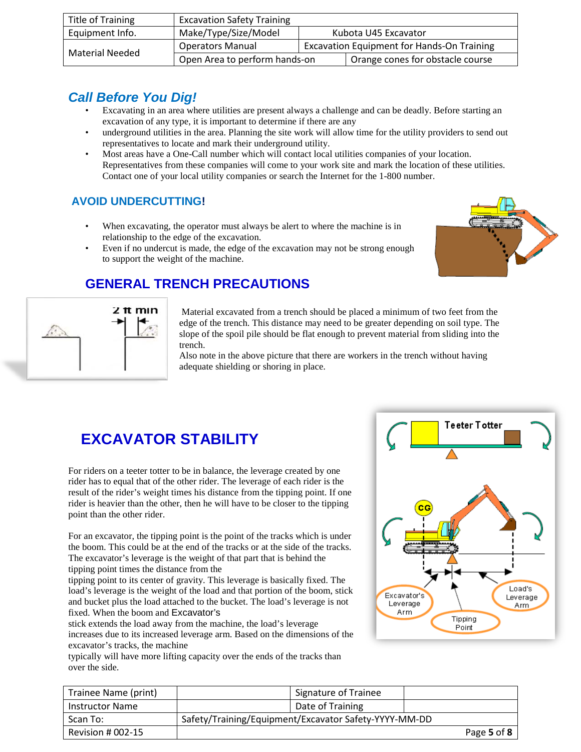| Title of Training | Excavation Safety Training | |
|---|---|---|
| Equipment Info. | Make/Type/Size/Model | Kubota U45 Excavator |
| Material Needed | Operators Manual | Excavation Equipment for Hands-On Training |
| | Open Area to perform hands-on | Orange cones for obstacle course |

## *Call Before You Dig!*

- Excavating in an area where utilities are present always a challenge and can be deadly. Before starting an excavation of any type, it is important to determine if there are any
- underground utilities in the area. Planning the site work will allow time for the utility providers to send out representatives to locate and mark their underground utility.
- Most areas have a One-Call number which will contact local utilities companies of your location. Representatives from these companies will come to your work site and mark the location of these utilities. Contact one of your local utility companies or search the Internet for the 1-800 number.

## AVOID UNDERCUTTING!

- When excavating, the operator must always be alert to where the machine is in relationship to the edge of the excavation.
- Even if no undercut is made, the edge of the excavation may not be strong enough to support the weight of the machine.

## GENERAL TRENCH PRECAUTIONS

Material excavated from a trench should be placed a minimum of two feet from the edge of the trench. This distance may need to be greater depending on soil type. The slope of the spoil pile should be flat enough to prevent material from sliding into the trench.
Also note in the above picture that there are workers in the trench without having adequate shielding or shoring in place.

## EXCAVATOR STABILITY

For riders on a teeter totter to be in balance, the leverage created by one rider has to equal that of the other rider. The leverage of each rider is the result of the rider's weight times his distance from the tipping point. If one rider is heavier than the other, then he will have to be closer to the tipping point than the other rider.

For an excavator, the tipping point is the point of the tracks which is under the boom. This could be at the end of the tracks or at the side of the tracks. The excavator's leverage is the weight of that part that is behind the tipping point times the distance from the tipping point to its center of gravity. This leverage is basically fixed. The load's leverage is the weight of the load and that portion of the boom, stick and bucket plus the load attached to the bucket. The load's leverage is not fixed. When the boom and Excavator's stick extends the load away from the machine, the load's leverage increases due to its increased leverage arm. Based on the dimensions of the excavator's tracks, the machine typically will have more lifting capacity over the ends of the tracks than over the side.

| Trainee Name (print) | | Signature of Trainee | |
|---|---|---|---|
| Instructor Name | | Date of Training | |
| Scan To: | Safety/Training/Equipment/Excavator Safety-YYYY-MM-DD | | |
| Revision # 002-15 | | | |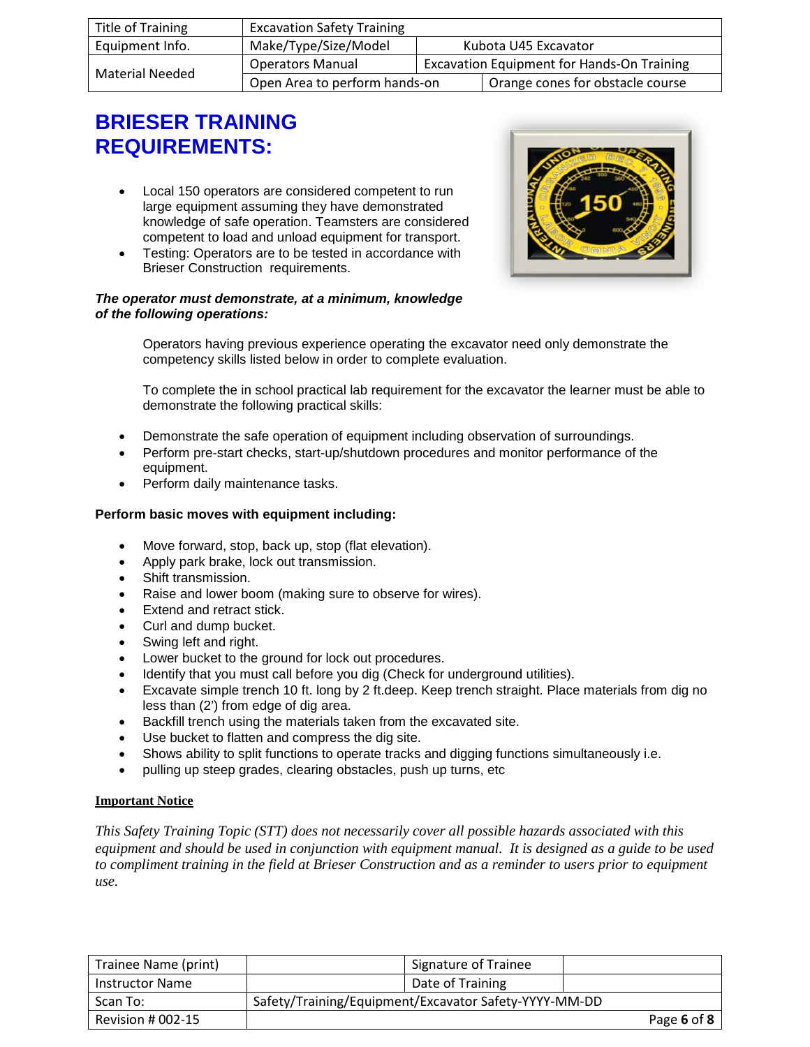| Title of Training | Excavation Safety Training | | |
|---|---|---|---|
| Equipment Info. | Make/Type/Size/Model | Kubota U45 Excavator | |
| Material Needed | Operators Manual | Excavation Equipment for Hands-On Training | |
| | Open Area to perform hands-on | | Orange cones for obstacle course |

# BRIESER TRAINING REQUIREMENTS:

- Local 150 operators are considered competent to run large equipment assuming they have demonstrated knowledge of safe operation. Teamsters are considered competent to load and unload equipment for transport.
- Testing: Operators are to be tested in accordance with Brieser Construction requirements.

***The operator must demonstrate, at a minimum, knowledge of the following operations:***

Operators having previous experience operating the excavator need only demonstrate the competency skills listed below in order to complete evaluation.

To complete the in school practical lab requirement for the excavator the learner must be able to demonstrate the following practical skills:

- Demonstrate the safe operation of equipment including observation of surroundings.
- Perform pre-start checks, start-up/shutdown procedures and monitor performance of the equipment.
- Perform daily maintenance tasks.

**Perform basic moves with equipment including:**

- Move forward, stop, back up, stop (flat elevation).
- Apply park brake, lock out transmission.
- Shift transmission.
- Raise and lower boom (making sure to observe for wires).
- Extend and retract stick.
- Curl and dump bucket.
- Swing left and right.
- Lower bucket to the ground for lock out procedures.
- Identify that you must call before you dig (Check for underground utilities).
- Excavate simple trench 10 ft. long by 2 ft.deep. Keep trench straight. Place materials from dig no less than (2') from edge of dig area.
- Backfill trench using the materials taken from the excavated site.
- Use bucket to flatten and compress the dig site.
- Shows ability to split functions to operate tracks and digging functions simultaneously i.e.
- pulling up steep grades, clearing obstacles, push up turns, etc

**Important Notice**

*This Safety Training Topic (STT) does not necessarily cover all possible hazards associated with this equipment and should be used in conjunction with equipment manual. It is designed as a guide to be used to compliment training in the field at Brieser Construction and as a reminder to users prior to equipment use.*

| Trainee Name (print) | | Signature of Trainee | |
|---|---|---|---|
| Instructor Name | | Date of Training | |
| Scan To: | Safety/Training/Equipment/Excavator Safety-YYYY-MM-DD | | |
| Revision # 002-15 | | | |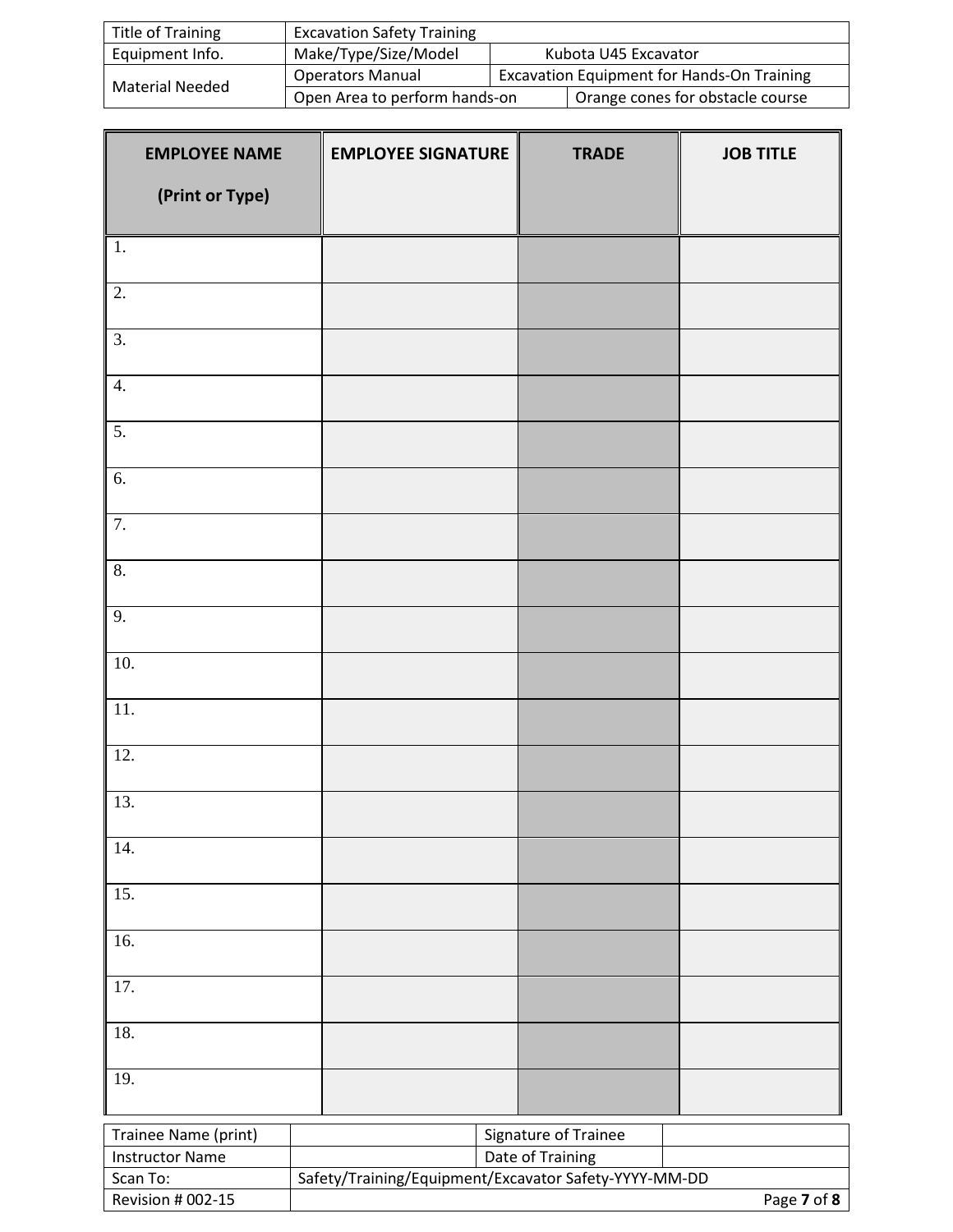| Title of Training | Excavation Safety Training | | |
| --- | --- | --- | --- |
| Equipment Info. | Make/Type/Size/Model | Kubota U45 Excavator | |
| Material Needed | Operators Manual | Excavation Equipment for Hands-On Training | |
| | Open Area to perform hands-on | | Orange cones for obstacle course |

| EMPLOYEE NAME (Print or Type) | EMPLOYEE SIGNATURE | TRADE | JOB TITLE |
| --- | --- | --- | --- |
| 1. | | | |
| 2. | | | |
| 3. | | | |
| 4. | | | |
| 5. | | | |
| 6. | | | |
| 7. | | | |
| 8. | | | |
| 9. | | | |
| 10. | | | |
| 11. | | | |
| 12. | | | |
| 13. | | | |
| 14. | | | |
| 15. | | | |
| 16. | | | |
| 17. | | | |
| 18. | | | |
| 19. | | | |

| Trainee Name (print) | | Signature of Trainee | |
| --- | --- | --- | --- |
| Instructor Name | | Date of Training | |
| Scan To: | Safety/Training/Equipment/Excavator Safety-YYYY-MM-DD | | |
| Revision # 002-15 | | | |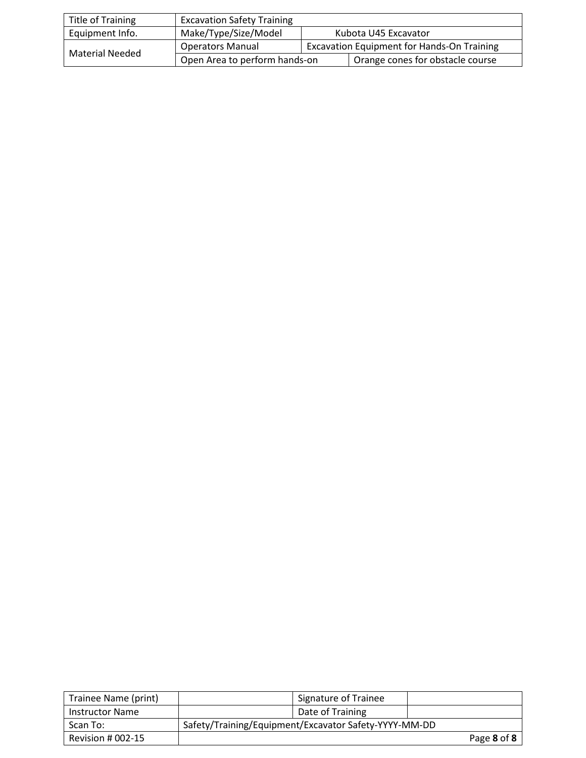| | | |
|---|---|---|
| Title of Training | Excavation Safety Training | |
| Equipment Info. | Make/Type/Size/Model | Kubota U45 Excavator |
| Material Needed | Operators Manual | Excavation Equipment for Hands-On Training |
| | Open Area to perform hands-on | Orange cones for obstacle course |

| | | | |
|---|---|---|---|
| Trainee Name (print) | | Signature of Trainee | |
| Instructor Name | | Date of Training | |
| Scan To: | Safety/Training/Equipment/Excavator Safety-YYYY-MM-DD | | |
| Revision # 002-15 | | | |